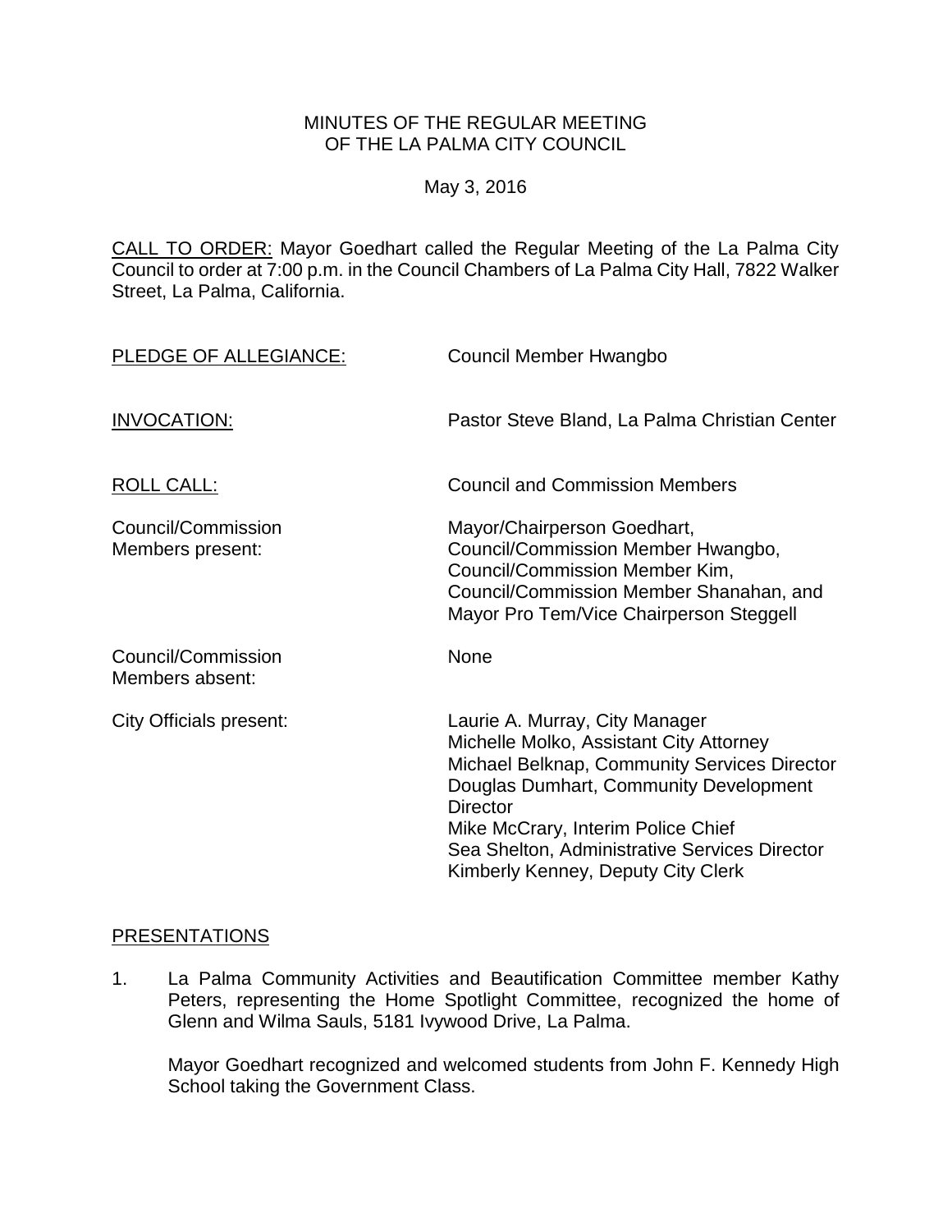MINUTES OF THE REGULAR MEETING
OF THE LA PALMA CITY COUNCIL

May 3, 2016

CALL TO ORDER: Mayor Goedhart called the Regular Meeting of the La Palma City Council to order at 7:00 p.m. in the Council Chambers of La Palma City Hall, 7822 Walker Street, La Palma, California.

| | |
|---|---|
| PLEDGE OF ALLEGIANCE: | Council Member Hwangbo |
| INVOCATION: | Pastor Steve Bland, La Palma Christian Center |
| ROLL CALL: | Council and Commission Members |
| Council/Commission Members present: | Mayor/Chairperson Goedhart, Council/Commission Member Hwangbo, Council/Commission Member Kim, Council/Commission Member Shanahan, and Mayor Pro Tem/Vice Chairperson Steggell |
| Council/Commission Members absent: | None |
| City Officials present: | Laurie A. Murray, City Manager<br>Michelle Molko, Assistant City Attorney<br>Michael Belknap, Community Services Director<br>Douglas Dumhart, Community Development Director<br>Mike McCrary, Interim Police Chief<br>Sea Shelton, Administrative Services Director<br>Kimberly Kenney, Deputy City Clerk |

PRESENTATIONS

1. La Palma Community Activities and Beautification Committee member Kathy Peters, representing the Home Spotlight Committee, recognized the home of Glenn and Wilma Sauls, 5181 Ivywood Drive, La Palma.

   Mayor Goedhart recognized and welcomed students from John F. Kennedy High School taking the Government Class.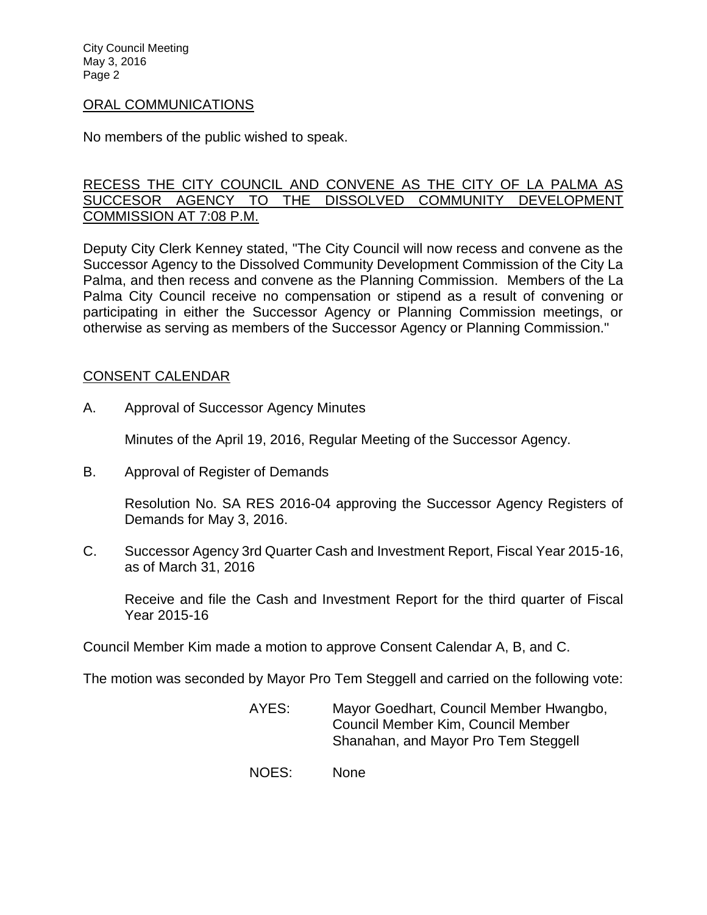## ORAL COMMUNICATIONS

No members of the public wished to speak.

## RECESS THE CITY COUNCIL AND CONVENE AS THE CITY OF LA PALMA AS SUCCESOR AGENCY TO THE DISSOLVED COMMUNITY DEVELOPMENT COMMISSION AT 7:08 P.M.

Deputy City Clerk Kenney stated, "The City Council will now recess and convene as the Successor Agency to the Dissolved Community Development Commission of the City La Palma, and then recess and convene as the Planning Commission. Members of the La Palma City Council receive no compensation or stipend as a result of convening or participating in either the Successor Agency or Planning Commission meetings, or otherwise as serving as members of the Successor Agency or Planning Commission."

## CONSENT CALENDAR

A. Approval of Successor Agency Minutes

Minutes of the April 19, 2016, Regular Meeting of the Successor Agency.

B. Approval of Register of Demands

Resolution No. SA RES 2016-04 approving the Successor Agency Registers of Demands for May 3, 2016.

C. Successor Agency 3rd Quarter Cash and Investment Report, Fiscal Year 2015-16, as of March 31, 2016

Receive and file the Cash and Investment Report for the third quarter of Fiscal Year 2015-16

Council Member Kim made a motion to approve Consent Calendar A, B, and C.

The motion was seconded by Mayor Pro Tem Steggell and carried on the following vote:

AYES: Mayor Goedhart, Council Member Hwangbo, Council Member Kim, Council Member Shanahan, and Mayor Pro Tem Steggell

NOES: None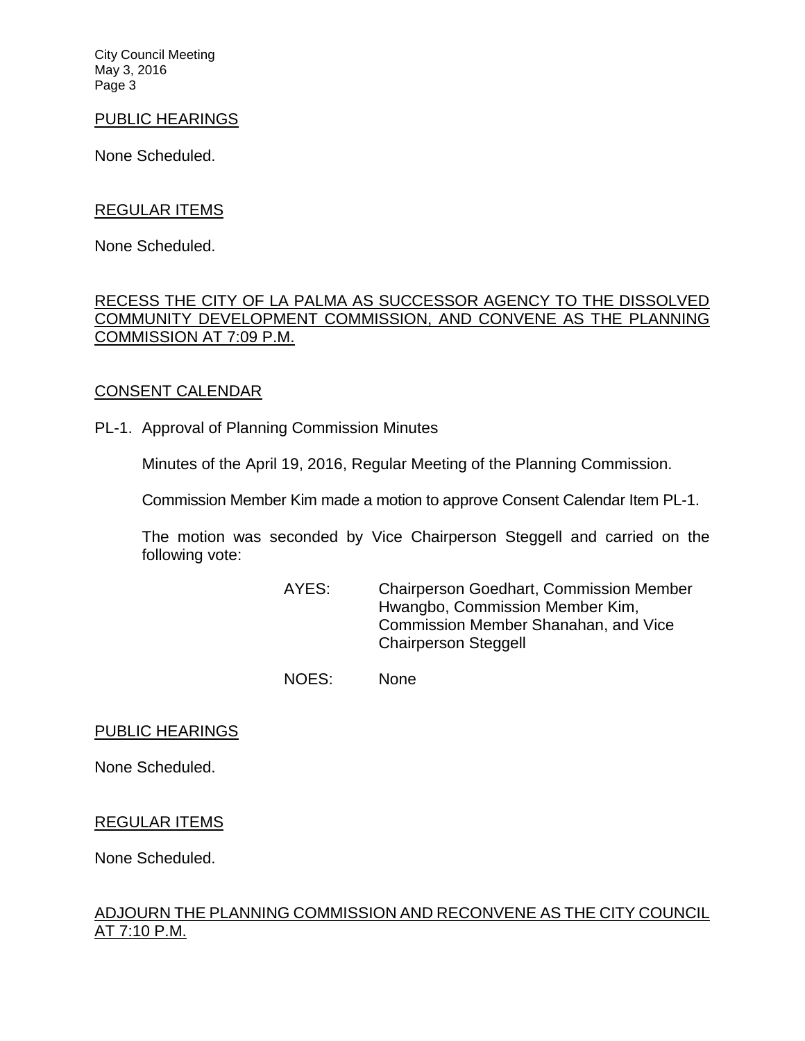## PUBLIC HEARINGS

None Scheduled.

## REGULAR ITEMS

None Scheduled.

## RECESS THE CITY OF LA PALMA AS SUCCESSOR AGENCY TO THE DISSOLVED COMMUNITY DEVELOPMENT COMMISSION, AND CONVENE AS THE PLANNING COMMISSION AT 7:09 P.M.

## CONSENT CALENDAR

PL-1. Approval of Planning Commission Minutes

Minutes of the April 19, 2016, Regular Meeting of the Planning Commission.

Commission Member Kim made a motion to approve Consent Calendar Item PL-1.

The motion was seconded by Vice Chairperson Steggell and carried on the following vote:

AYES: Chairperson Goedhart, Commission Member Hwangbo, Commission Member Kim, Commission Member Shanahan, and Vice Chairperson Steggell

NOES: None

## PUBLIC HEARINGS

None Scheduled.

## REGULAR ITEMS

None Scheduled.

## ADJOURN THE PLANNING COMMISSION AND RECONVENE AS THE CITY COUNCIL AT 7:10 P.M.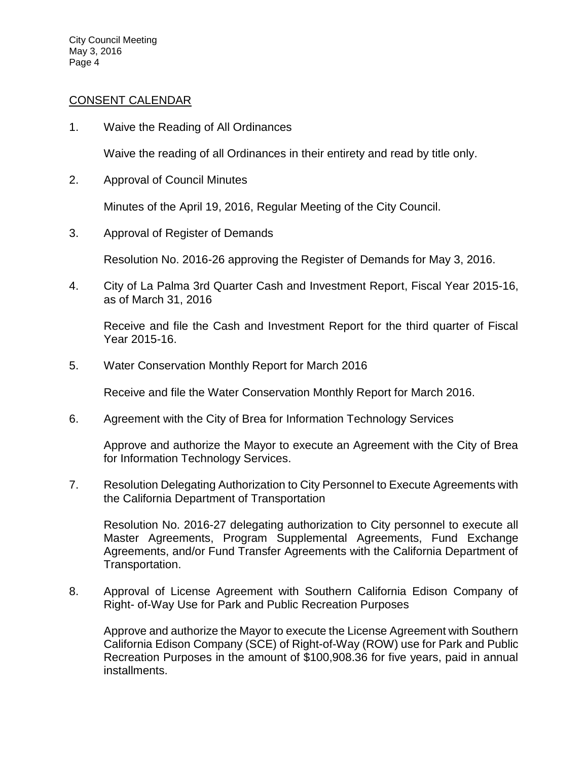## CONSENT CALENDAR

1. Waive the Reading of All Ordinances

   Waive the reading of all Ordinances in their entirety and read by title only.

2. Approval of Council Minutes

   Minutes of the April 19, 2016, Regular Meeting of the City Council.

3. Approval of Register of Demands

   Resolution No. 2016-26 approving the Register of Demands for May 3, 2016.

4. City of La Palma 3rd Quarter Cash and Investment Report, Fiscal Year 2015-16, as of March 31, 2016

   Receive and file the Cash and Investment Report for the third quarter of Fiscal Year 2015-16.

5. Water Conservation Monthly Report for March 2016

   Receive and file the Water Conservation Monthly Report for March 2016.

6. Agreement with the City of Brea for Information Technology Services

   Approve and authorize the Mayor to execute an Agreement with the City of Brea for Information Technology Services.

7. Resolution Delegating Authorization to City Personnel to Execute Agreements with the California Department of Transportation

   Resolution No. 2016-27 delegating authorization to City personnel to execute all Master Agreements, Program Supplemental Agreements, Fund Exchange Agreements, and/or Fund Transfer Agreements with the California Department of Transportation.

8. Approval of License Agreement with Southern California Edison Company of Right- of-Way Use for Park and Public Recreation Purposes

   Approve and authorize the Mayor to execute the License Agreement with Southern California Edison Company (SCE) of Right-of-Way (ROW) use for Park and Public Recreation Purposes in the amount of $100,908.36 for five years, paid in annual installments.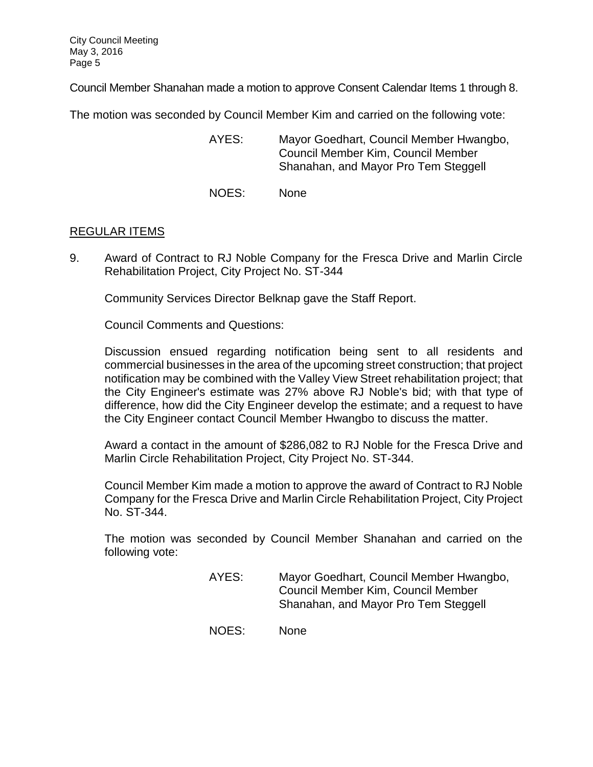Council Member Shanahan made a motion to approve Consent Calendar Items 1 through 8.

The motion was seconded by Council Member Kim and carried on the following vote:

AYES: Mayor Goedhart, Council Member Hwangbo, Council Member Kim, Council Member Shanahan, and Mayor Pro Tem Steggell

NOES: None

## REGULAR ITEMS

9. Award of Contract to RJ Noble Company for the Fresca Drive and Marlin Circle Rehabilitation Project, City Project No. ST-344

   Community Services Director Belknap gave the Staff Report.

   Council Comments and Questions:

   Discussion ensued regarding notification being sent to all residents and commercial businesses in the area of the upcoming street construction; that project notification may be combined with the Valley View Street rehabilitation project; that the City Engineer's estimate was 27% above RJ Noble's bid; with that type of difference, how did the City Engineer develop the estimate; and a request to have the City Engineer contact Council Member Hwangbo to discuss the matter.

   Award a contact in the amount of $286,082 to RJ Noble for the Fresca Drive and Marlin Circle Rehabilitation Project, City Project No. ST-344.

   Council Member Kim made a motion to approve the award of Contract to RJ Noble Company for the Fresca Drive and Marlin Circle Rehabilitation Project, City Project No. ST-344.

   The motion was seconded by Council Member Shanahan and carried on the following vote:

   AYES: Mayor Goedhart, Council Member Hwangbo, Council Member Kim, Council Member Shanahan, and Mayor Pro Tem Steggell

   NOES: None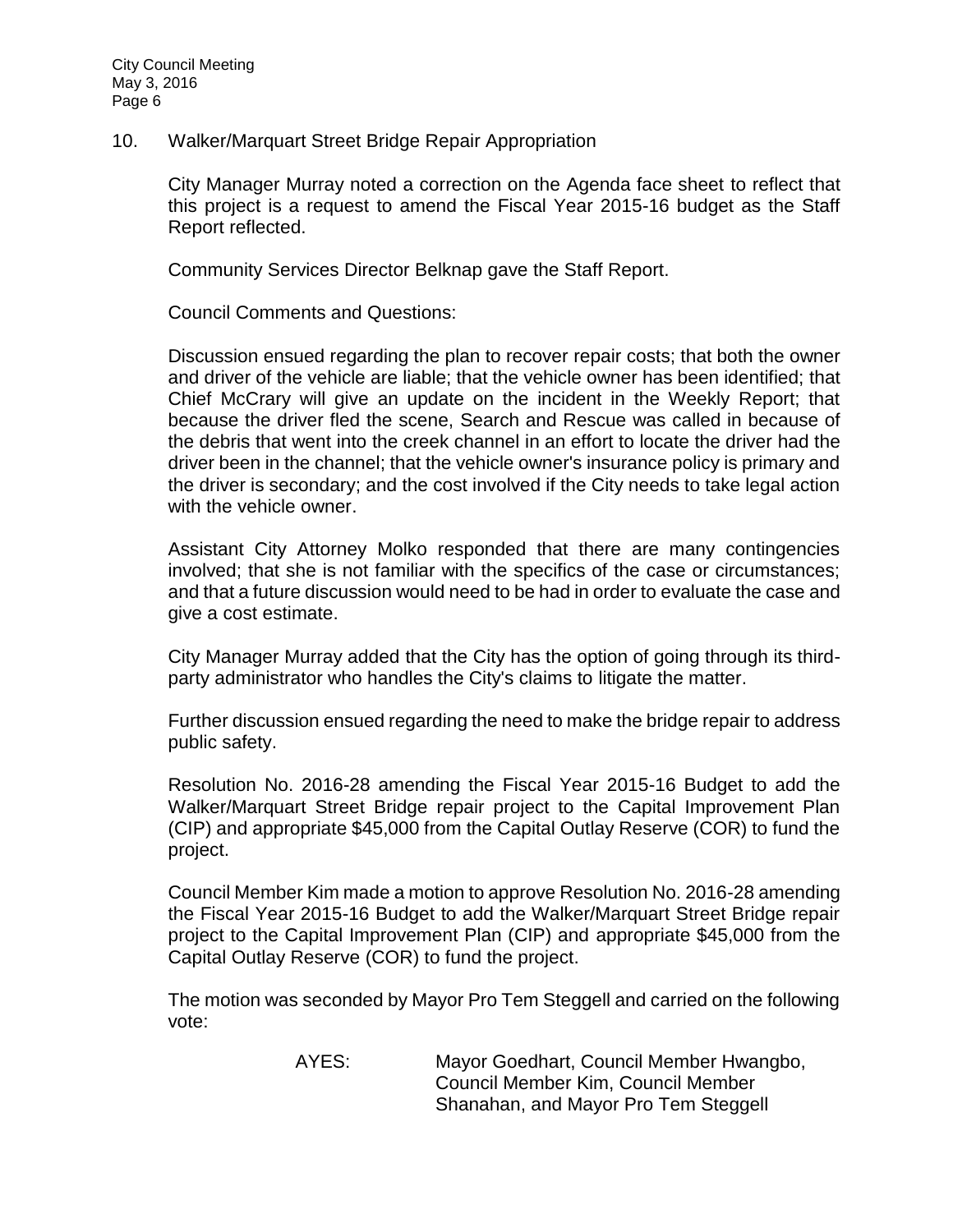10. Walker/Marquart Street Bridge Repair Appropriation

City Manager Murray noted a correction on the Agenda face sheet to reflect that this project is a request to amend the Fiscal Year 2015-16 budget as the Staff Report reflected.

Community Services Director Belknap gave the Staff Report.

Council Comments and Questions:

Discussion ensued regarding the plan to recover repair costs; that both the owner and driver of the vehicle are liable; that the vehicle owner has been identified; that Chief McCrary will give an update on the incident in the Weekly Report; that because the driver fled the scene, Search and Rescue was called in because of the debris that went into the creek channel in an effort to locate the driver had the driver been in the channel; that the vehicle owner's insurance policy is primary and the driver is secondary; and the cost involved if the City needs to take legal action with the vehicle owner.

Assistant City Attorney Molko responded that there are many contingencies involved; that she is not familiar with the specifics of the case or circumstances; and that a future discussion would need to be had in order to evaluate the case and give a cost estimate.

City Manager Murray added that the City has the option of going through its third-party administrator who handles the City's claims to litigate the matter.

Further discussion ensued regarding the need to make the bridge repair to address public safety.

Resolution No. 2016-28 amending the Fiscal Year 2015-16 Budget to add the Walker/Marquart Street Bridge repair project to the Capital Improvement Plan (CIP) and appropriate $45,000 from the Capital Outlay Reserve (COR) to fund the project.

Council Member Kim made a motion to approve Resolution No. 2016-28 amending the Fiscal Year 2015-16 Budget to add the Walker/Marquart Street Bridge repair project to the Capital Improvement Plan (CIP) and appropriate $45,000 from the Capital Outlay Reserve (COR) to fund the project.

The motion was seconded by Mayor Pro Tem Steggell and carried on the following vote:

AYES: Mayor Goedhart, Council Member Hwangbo, Council Member Kim, Council Member Shanahan, and Mayor Pro Tem Steggell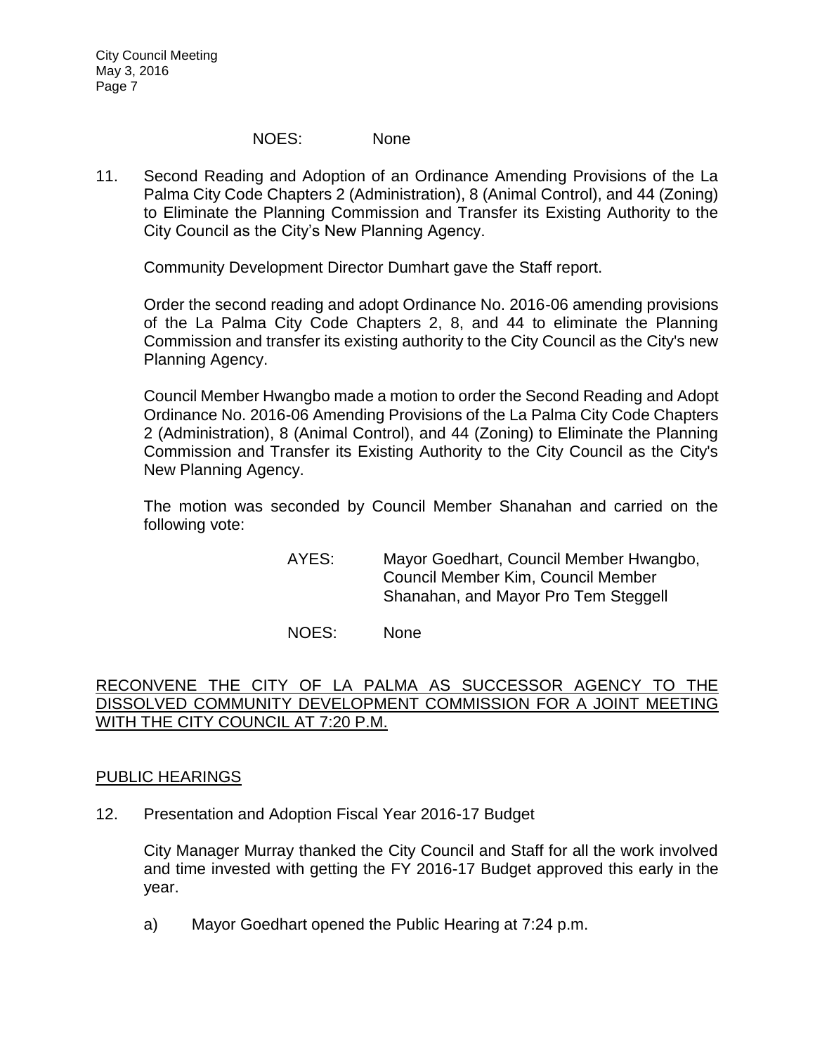NOES: None

11. Second Reading and Adoption of an Ordinance Amending Provisions of the La Palma City Code Chapters 2 (Administration), 8 (Animal Control), and 44 (Zoning) to Eliminate the Planning Commission and Transfer its Existing Authority to the City Council as the City's New Planning Agency.

    Community Development Director Dumhart gave the Staff report.

    Order the second reading and adopt Ordinance No. 2016-06 amending provisions of the La Palma City Code Chapters 2, 8, and 44 to eliminate the Planning Commission and transfer its existing authority to the City Council as the City's new Planning Agency.

    Council Member Hwangbo made a motion to order the Second Reading and Adopt Ordinance No. 2016-06 Amending Provisions of the La Palma City Code Chapters 2 (Administration), 8 (Animal Control), and 44 (Zoning) to Eliminate the Planning Commission and Transfer its Existing Authority to the City Council as the City's New Planning Agency.

    The motion was seconded by Council Member Shanahan and carried on the following vote:

    AYES: Mayor Goedhart, Council Member Hwangbo, Council Member Kim, Council Member Shanahan, and Mayor Pro Tem Steggell

    NOES: None

RECONVENE THE CITY OF LA PALMA AS SUCCESSOR AGENCY TO THE DISSOLVED COMMUNITY DEVELOPMENT COMMISSION FOR A JOINT MEETING WITH THE CITY COUNCIL AT 7:20 P.M.

PUBLIC HEARINGS

12. Presentation and Adoption Fiscal Year 2016-17 Budget

    City Manager Murray thanked the City Council and Staff for all the work involved and time invested with getting the FY 2016-17 Budget approved this early in the year.

    a) Mayor Goedhart opened the Public Hearing at 7:24 p.m.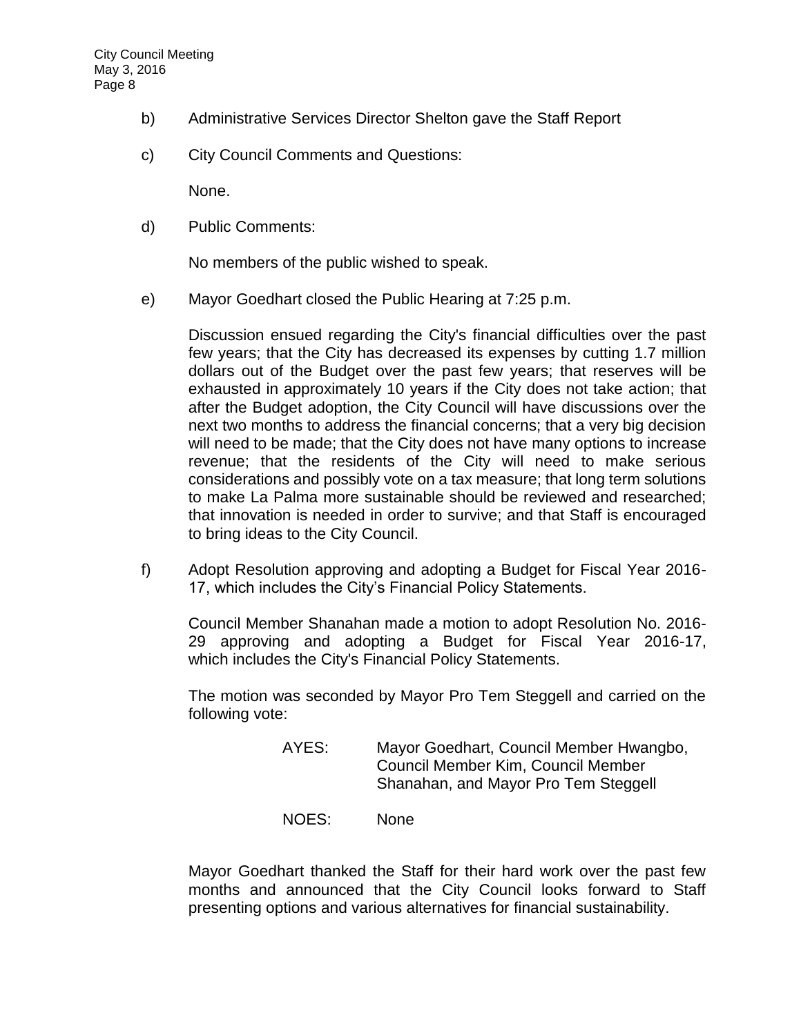b) Administrative Services Director Shelton gave the Staff Report

c) City Council Comments and Questions:

None.

d) Public Comments:

No members of the public wished to speak.

e) Mayor Goedhart closed the Public Hearing at 7:25 p.m.

Discussion ensued regarding the City's financial difficulties over the past few years; that the City has decreased its expenses by cutting 1.7 million dollars out of the Budget over the past few years; that reserves will be exhausted in approximately 10 years if the City does not take action; that after the Budget adoption, the City Council will have discussions over the next two months to address the financial concerns; that a very big decision will need to be made; that the City does not have many options to increase revenue; that the residents of the City will need to make serious considerations and possibly vote on a tax measure; that long term solutions to make La Palma more sustainable should be reviewed and researched; that innovation is needed in order to survive; and that Staff is encouraged to bring ideas to the City Council.

f) Adopt Resolution approving and adopting a Budget for Fiscal Year 2016-17, which includes the City's Financial Policy Statements.

Council Member Shanahan made a motion to adopt Resolution No. 2016-29 approving and adopting a Budget for Fiscal Year 2016-17, which includes the City's Financial Policy Statements.

The motion was seconded by Mayor Pro Tem Steggell and carried on the following vote:

AYES: Mayor Goedhart, Council Member Hwangbo, Council Member Kim, Council Member Shanahan, and Mayor Pro Tem Steggell

NOES: None

Mayor Goedhart thanked the Staff for their hard work over the past few months and announced that the City Council looks forward to Staff presenting options and various alternatives for financial sustainability.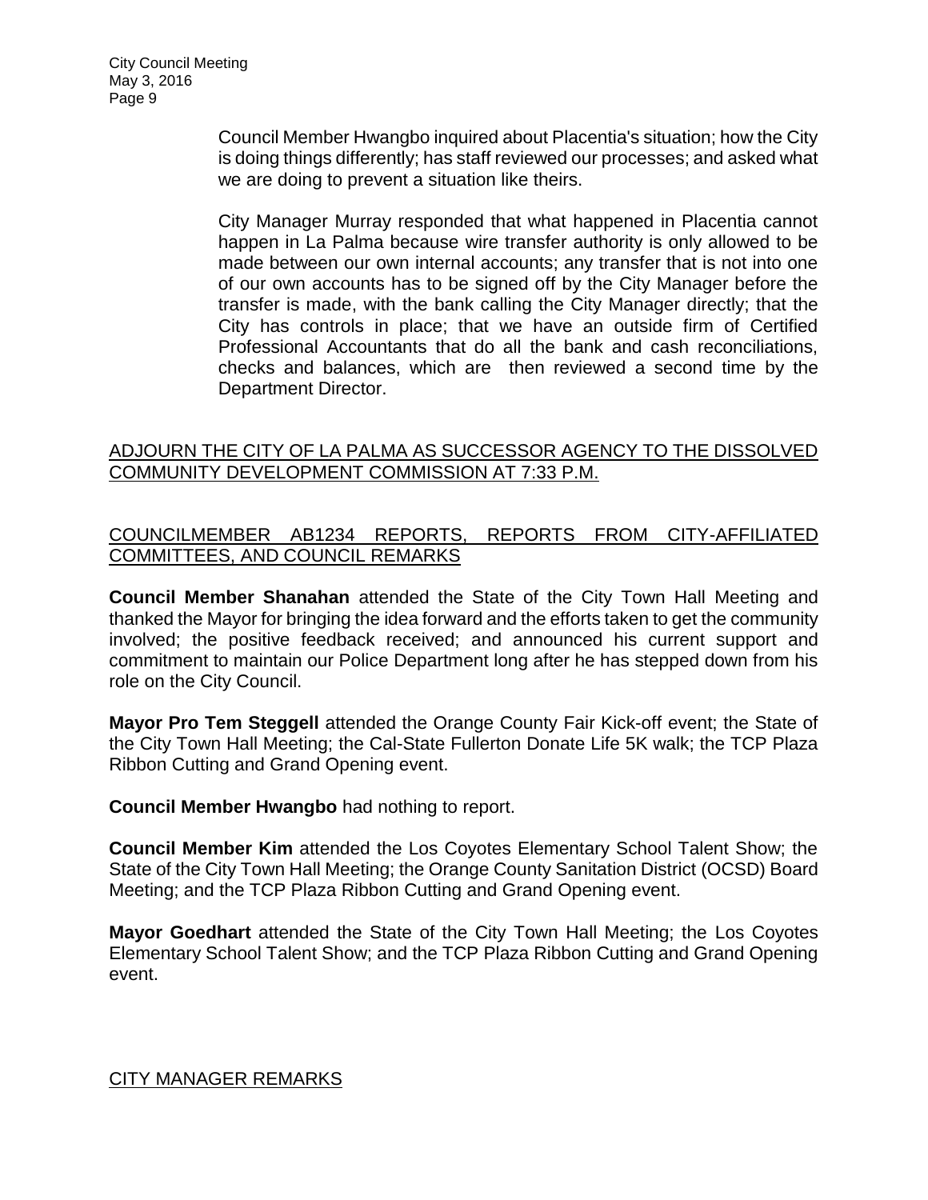Council Member Hwangbo inquired about Placentia's situation; how the City is doing things differently; has staff reviewed our processes; and asked what we are doing to prevent a situation like theirs.

City Manager Murray responded that what happened in Placentia cannot happen in La Palma because wire transfer authority is only allowed to be made between our own internal accounts; any transfer that is not into one of our own accounts has to be signed off by the City Manager before the transfer is made, with the bank calling the City Manager directly; that the City has controls in place; that we have an outside firm of Certified Professional Accountants that do all the bank and cash reconciliations, checks and balances, which are then reviewed a second time by the Department Director.

ADJOURN THE CITY OF LA PALMA AS SUCCESSOR AGENCY TO THE DISSOLVED COMMUNITY DEVELOPMENT COMMISSION AT 7:33 P.M.

COUNCILMEMBER AB1234 REPORTS, REPORTS FROM CITY-AFFILIATED COMMITTEES, AND COUNCIL REMARKS

**Council Member Shanahan** attended the State of the City Town Hall Meeting and thanked the Mayor for bringing the idea forward and the efforts taken to get the community involved; the positive feedback received; and announced his current support and commitment to maintain our Police Department long after he has stepped down from his role on the City Council.

**Mayor Pro Tem Steggell** attended the Orange County Fair Kick-off event; the State of the City Town Hall Meeting; the Cal-State Fullerton Donate Life 5K walk; the TCP Plaza Ribbon Cutting and Grand Opening event.

**Council Member Hwangbo** had nothing to report.

**Council Member Kim** attended the Los Coyotes Elementary School Talent Show; the State of the City Town Hall Meeting; the Orange County Sanitation District (OCSD) Board Meeting; and the TCP Plaza Ribbon Cutting and Grand Opening event.

**Mayor Goedhart** attended the State of the City Town Hall Meeting; the Los Coyotes Elementary School Talent Show; and the TCP Plaza Ribbon Cutting and Grand Opening event.

CITY MANAGER REMARKS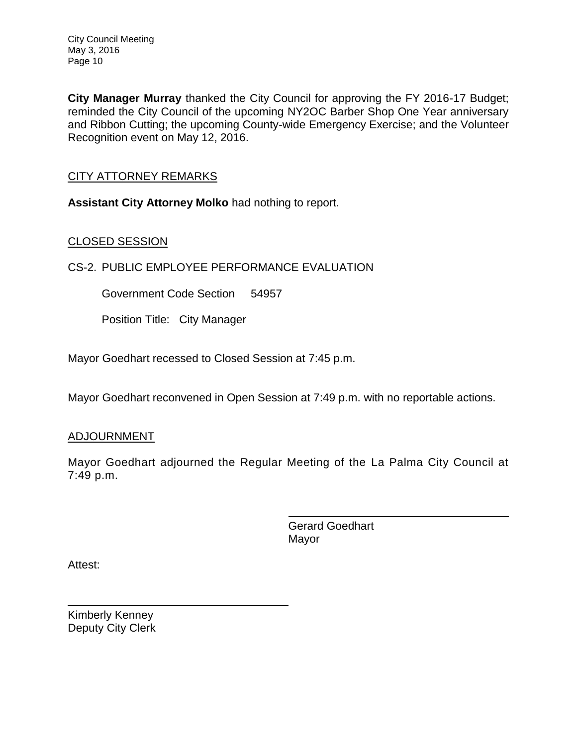**City Manager Murray** thanked the City Council for approving the FY 2016-17 Budget; reminded the City Council of the upcoming NY2OC Barber Shop One Year anniversary and Ribbon Cutting; the upcoming County-wide Emergency Exercise; and the Volunteer Recognition event on May 12, 2016.

CITY ATTORNEY REMARKS

**Assistant City Attorney Molko** had nothing to report.

CLOSED SESSION

CS-2. PUBLIC EMPLOYEE PERFORMANCE EVALUATION

Government Code Section 54957

Position Title: City Manager

Mayor Goedhart recessed to Closed Session at 7:45 p.m.

Mayor Goedhart reconvened in Open Session at 7:49 p.m. with no reportable actions.

ADJOURNMENT

Mayor Goedhart adjourned the Regular Meeting of the La Palma City Council at 7:49 p.m.

Gerard Goedhart
Mayor

Attest:

Kimberly Kenney
Deputy City Clerk